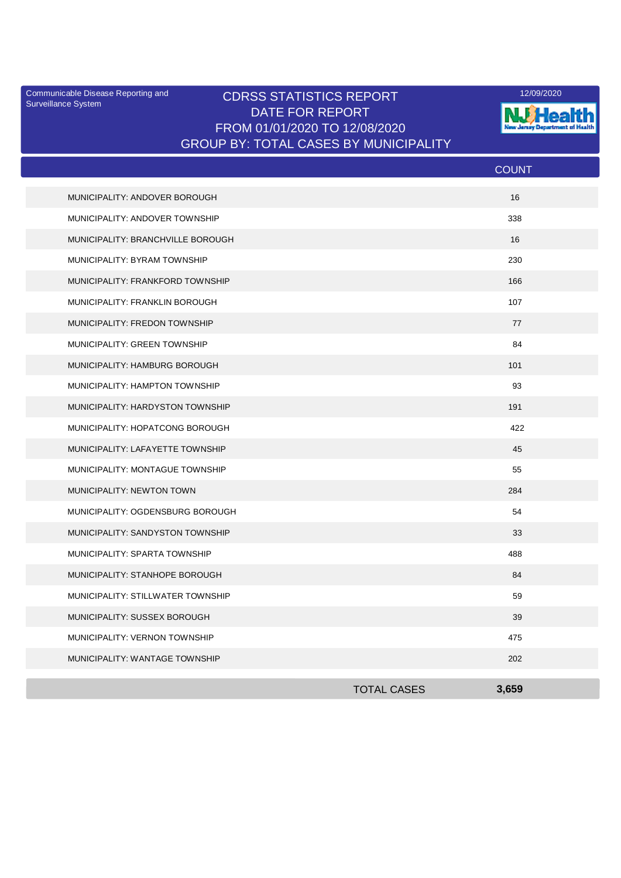Communicable Disease Reporting and Surveillance System

# CDRSS STATISTICS REPORT
## DATE FOR REPORT
## FROM 01/01/2020 TO 12/08/2020
## GROUP BY: TOTAL CASES BY MUNICIPALITY

12/09/2020

NJ Health New Jersey Department of Health

| | COUNT |
|---|---|
| MUNICIPALITY: ANDOVER BOROUGH | 16 |
| MUNICIPALITY: ANDOVER TOWNSHIP | 338 |
| MUNICIPALITY: BRANCHVILLE BOROUGH | 16 |
| MUNICIPALITY: BYRAM TOWNSHIP | 230 |
| MUNICIPALITY: FRANKFORD TOWNSHIP | 166 |
| MUNICIPALITY: FRANKLIN BOROUGH | 107 |
| MUNICIPALITY: FREDON TOWNSHIP | 77 |
| MUNICIPALITY: GREEN TOWNSHIP | 84 |
| MUNICIPALITY: HAMBURG BOROUGH | 101 |
| MUNICIPALITY: HAMPTON TOWNSHIP | 93 |
| MUNICIPALITY: HARDYSTON TOWNSHIP | 191 |
| MUNICIPALITY: HOPATCONG BOROUGH | 422 |
| MUNICIPALITY: LAFAYETTE TOWNSHIP | 45 |
| MUNICIPALITY: MONTAGUE TOWNSHIP | 55 |
| MUNICIPALITY: NEWTON TOWN | 284 |
| MUNICIPALITY: OGDENSBURG BOROUGH | 54 |
| MUNICIPALITY: SANDYSTON TOWNSHIP | 33 |
| MUNICIPALITY: SPARTA TOWNSHIP | 488 |
| MUNICIPALITY: STANHOPE BOROUGH | 84 |
| MUNICIPALITY: STILLWATER TOWNSHIP | 59 |
| MUNICIPALITY: SUSSEX BOROUGH | 39 |
| MUNICIPALITY: VERNON TOWNSHIP | 475 |
| MUNICIPALITY: WANTAGE TOWNSHIP | 202 |
| TOTAL CASES | **3,659** |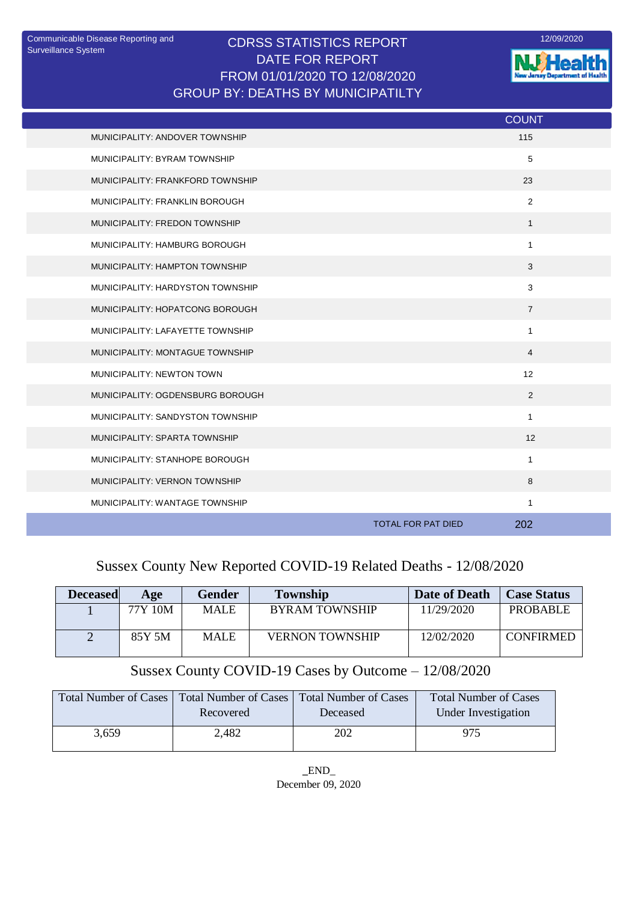Communicable Disease Reporting and Surveillance System

12/09/2020

# CDRSS STATISTICS REPORT
## DATE FOR REPORT
## FROM 01/01/2020 TO 12/08/2020
## GROUP BY: DEATHS BY MUNICIPATILTY

| | COUNT |
|---|---|
| MUNICIPALITY: ANDOVER TOWNSHIP | 115 |
| MUNICIPALITY: BYRAM TOWNSHIP | 5 |
| MUNICIPALITY: FRANKFORD TOWNSHIP | 23 |
| MUNICIPALITY: FRANKLIN BOROUGH | 2 |
| MUNICIPALITY: FREDON TOWNSHIP | 1 |
| MUNICIPALITY: HAMBURG BOROUGH | 1 |
| MUNICIPALITY: HAMPTON TOWNSHIP | 3 |
| MUNICIPALITY: HARDYSTON TOWNSHIP | 3 |
| MUNICIPALITY: HOPATCONG BOROUGH | 7 |
| MUNICIPALITY: LAFAYETTE TOWNSHIP | 1 |
| MUNICIPALITY: MONTAGUE TOWNSHIP | 4 |
| MUNICIPALITY: NEWTON TOWN | 12 |
| MUNICIPALITY: OGDENSBURG BOROUGH | 2 |
| MUNICIPALITY: SANDYSTON TOWNSHIP | 1 |
| MUNICIPALITY: SPARTA TOWNSHIP | 12 |
| MUNICIPALITY: STANHOPE BOROUGH | 1 |
| MUNICIPALITY: VERNON TOWNSHIP | 8 |
| MUNICIPALITY: WANTAGE TOWNSHIP | 1 |
| TOTAL FOR PAT DIED | 202 |

## Sussex County New Reported COVID-19 Related Deaths - 12/08/2020

| Deceased | Age | Gender | Township | Date of Death | Case Status |
|---|---|---|---|---|---|
| 1 | 77Y 10M | MALE | BYRAM TOWNSHIP | 11/29/2020 | PROBABLE |
| 2 | 85Y 5M | MALE | VERNON TOWNSHIP | 12/02/2020 | CONFIRMED |

## Sussex County COVID-19 Cases by Outcome – 12/08/2020

| Total Number of Cases | Total Number of Cases Recovered | Total Number of Cases Deceased | Total Number of Cases Under Investigation |
|---|---|---|---|
| 3,659 | 2,482 | 202 | 975 |

_END_
December 09, 2020